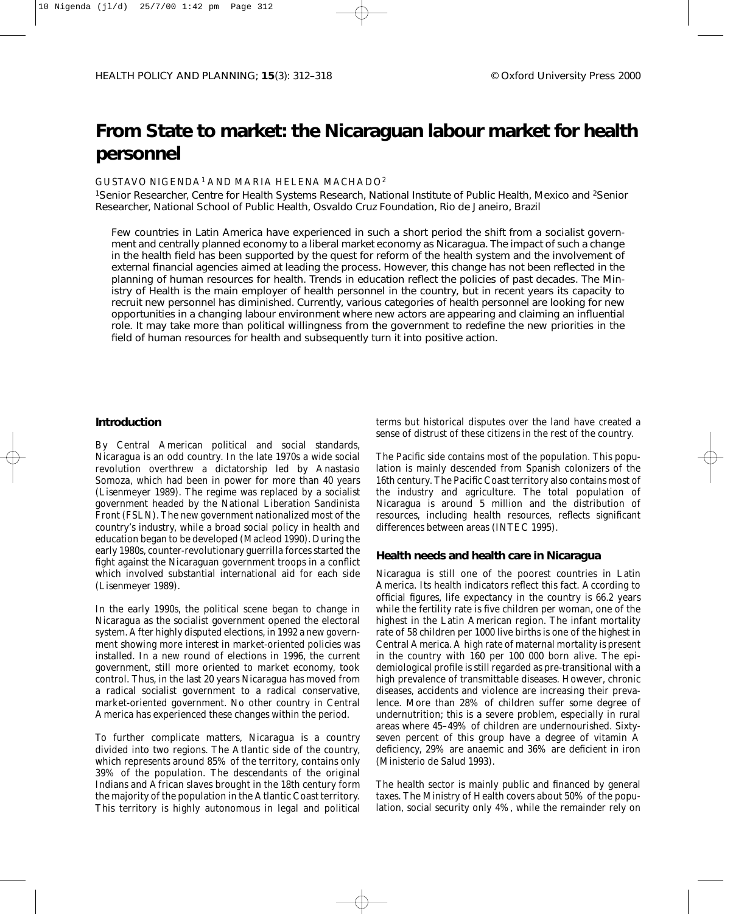# From State to market: the Nicaraguan labour market for health personnel

GUSTAVO NIGENDA[1] AND MARIA HELENA MACHADO[2]

[1]Senior Researcher, Centre for Health Systems Research, National Institute of Public Health, Mexico and [2]Senior Researcher, National School of Public Health, Osvaldo Cruz Foundation, Rio de Janeiro, Brazil

Few countries in Latin America have experienced in such a short period the shift from a socialist government and centrally planned economy to a liberal market economy as Nicaragua. The impact of such a change in the health field has been supported by the quest for reform of the health system and the involvement of external financial agencies aimed at leading the process. However, this change has not been reflected in the planning of human resources for health. Trends in education reflect the policies of past decades. The Ministry of Health is the main employer of health personnel in the country, but in recent years its capacity to recruit new personnel has diminished. Currently, various categories of health personnel are looking for new opportunities in a changing labour environment where new actors are appearing and claiming an influential role. It may take more than political willingness from the government to redefine the new priorities in the field of human resources for health and subsequently turn it into positive action.

## Introduction

By Central American political and social standards, Nicaragua is an odd country. In the late 1970s a wide social revolution overthrew a dictatorship led by Anastasio Somoza, which had been in power for more than 40 years (Lisenmeyer 1989). The regime was replaced by a socialist government headed by the National Liberation Sandinista Front (FSLN). The new government nationalized most of the country's industry, while a broad social policy in health and education began to be developed (Macleod 1990). During the early 1980s, counter-revolutionary guerrilla forces started the fight against the Nicaraguan government troops in a conflict which involved substantial international aid for each side (Lisenmeyer 1989).

In the early 1990s, the political scene began to change in Nicaragua as the socialist government opened the electoral system. After highly disputed elections, in 1992 a new government showing more interest in market-oriented policies was installed. In a new round of elections in 1996, the current government, still more oriented to market economy, took control. Thus, in the last 20 years Nicaragua has moved from a radical socialist government to a radical conservative, market-oriented government. No other country in Central America has experienced these changes within the period.

To further complicate matters, Nicaragua is a country divided into two regions. The Atlantic side of the country, which represents around 85% of the territory, contains only 39% of the population. The descendants of the original Indians and African slaves brought in the 18th century form the majority of the population in the Atlantic Coast territory. This territory is highly autonomous in legal and political terms but historical disputes over the land have created a sense of distrust of these citizens in the rest of the country.

The Pacific side contains most of the population. This population is mainly descended from Spanish colonizers of the 16th century. The Pacific Coast territory also contains most of the industry and agriculture. The total population of Nicaragua is around 5 million and the distribution of resources, including health resources, reflects significant differences between areas (INTEC 1995).

## Health needs and health care in Nicaragua

Nicaragua is still one of the poorest countries in Latin America. Its health indicators reflect this fact. According to official figures, life expectancy in the country is 66.2 years while the fertility rate is five children per woman, one of the highest in the Latin American region. The infant mortality rate of 58 children per 1000 live births is one of the highest in Central America. A high rate of maternal mortality is present in the country with 160 per 100 000 born alive. The epidemiological profile is still regarded as pre-transitional with a high prevalence of transmittable diseases. However, chronic diseases, accidents and violence are increasing their prevalence. More than 28% of children suffer some degree of undernutrition; this is a severe problem, especially in rural areas where 45–49% of children are undernourished. Sixty-seven percent of this group have a degree of vitamin A deficiency, 29% are anaemic and 36% are deficient in iron (Ministerio de Salud 1993).

The health sector is mainly public and financed by general taxes. The Ministry of Health covers about 50% of the population, social security only 4%, while the remainder rely on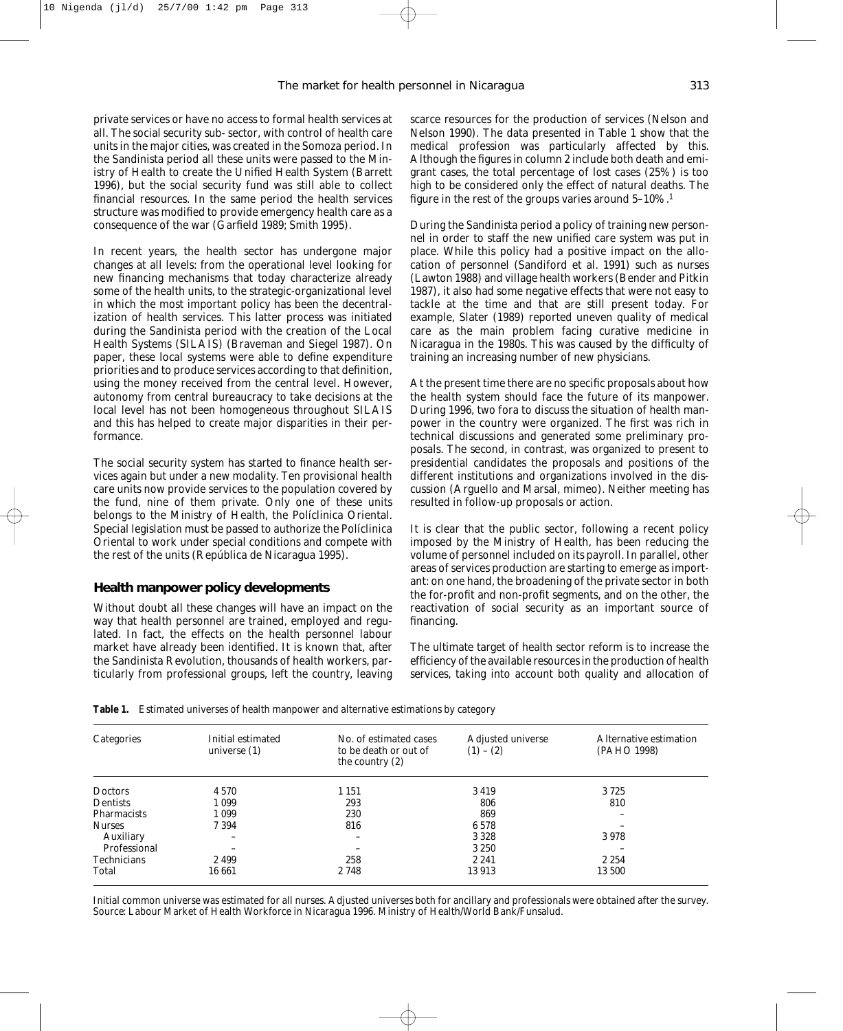private services or have no access to formal health services at all. The social security sub- sector, with control of health care units in the major cities, was created in the Somoza period. In the Sandinista period all these units were passed to the Ministry of Health to create the Unified Health System (Barrett 1996), but the social security fund was still able to collect financial resources. In the same period the health services structure was modified to provide emergency health care as a consequence of the war (Garfield 1989; Smith 1995).

In recent years, the health sector has undergone major changes at all levels: from the operational level looking for new financing mechanisms that today characterize already some of the health units, to the strategic-organizational level in which the most important policy has been the decentralization of health services. This latter process was initiated during the Sandinista period with the creation of the Local Health Systems (SILAIS) (Braveman and Siegel 1987). On paper, these local systems were able to define expenditure priorities and to produce services according to that definition, using the money received from the central level. However, autonomy from central bureaucracy to take decisions at the local level has not been homogeneous throughout SILAIS and this has helped to create major disparities in their performance.

The social security system has started to finance health services again but under a new modality. Ten provisional health care units now provide services to the population covered by the fund, nine of them private. Only one of these units belongs to the Ministry of Health, the Políclinica Oriental. Special legislation must be passed to authorize the Políclinica Oriental to work under special conditions and compete with the rest of the units (República de Nicaragua 1995).

## Health manpower policy developments

Without doubt all these changes will have an impact on the way that health personnel are trained, employed and regulated. In fact, the effects on the health personnel labour market have already been identified. It is known that, after the Sandinista Revolution, thousands of health workers, particularly from professional groups, left the country, leaving scarce resources for the production of services (Nelson and Nelson 1990). The data presented in Table 1 show that the medical profession was particularly affected by this. Although the figures in column 2 include both death and emigrant cases, the total percentage of lost cases (25%) is too high to be considered only the effect of natural deaths. The figure in the rest of the groups varies around 5–10%.[1]

During the Sandinista period a policy of training new personnel in order to staff the new unified care system was put in place. While this policy had a positive impact on the allocation of personnel (Sandiford et al. 1991) such as nurses (Lawton 1988) and village health workers (Bender and Pitkin 1987), it also had some negative effects that were not easy to tackle at the time and that are still present today. For example, Slater (1989) reported uneven quality of medical care as the main problem facing curative medicine in Nicaragua in the 1980s. This was caused by the difficulty of training an increasing number of new physicians.

At the present time there are no specific proposals about how the health system should face the future of its manpower. During 1996, two fora to discuss the situation of health manpower in the country were organized. The first was rich in technical discussions and generated some preliminary proposals. The second, in contrast, was organized to present to presidential candidates the proposals and positions of the different institutions and organizations involved in the discussion (Arguello and Marsal, mimeo). Neither meeting has resulted in follow-up proposals or action.

It is clear that the public sector, following a recent policy imposed by the Ministry of Health, has been reducing the volume of personnel included on its payroll. In parallel, other areas of services production are starting to emerge as important: on one hand, the broadening of the private sector in both the for-profit and non-profit segments, and on the other, the reactivation of social security as an important source of financing.

The ultimate target of health sector reform is to increase the efficiency of the available resources in the production of health services, taking into account both quality and allocation of

**Table 1.** Estimated universes of health manpower and alternative estimations by category

| Categories | Initial estimated universe (1) | No. of estimated cases to be death or out of the country (2) | Adjusted universe (1) – (2) | Alternative estimation (PAHO 1998) |
|---|---|---|---|---|
| Doctors | 4 570 | 1 151 | 3 419 | 3 725 |
| Dentists | 1 099 | 293 | 806 | 810 |
| Pharmacists | 1 099 | 230 | 869 | – |
| Nurses | 7 394 | 816 | 6 578 | – |
| Auxiliary | – | – | 3 328 | 3 978 |
| Professional | – | – | 3 250 | – |
| Technicians | 2 499 | 258 | 2 241 | 2 254 |
| Total | 16 661 | 2 748 | 13 913 | 13 500 |

Initial common universe was estimated for all nurses. Adjusted universes both for ancillary and professionals were obtained after the survey.
Source: Labour Market of Health Workforce in Nicaragua 1996. Ministry of Health/World Bank/Funsalud.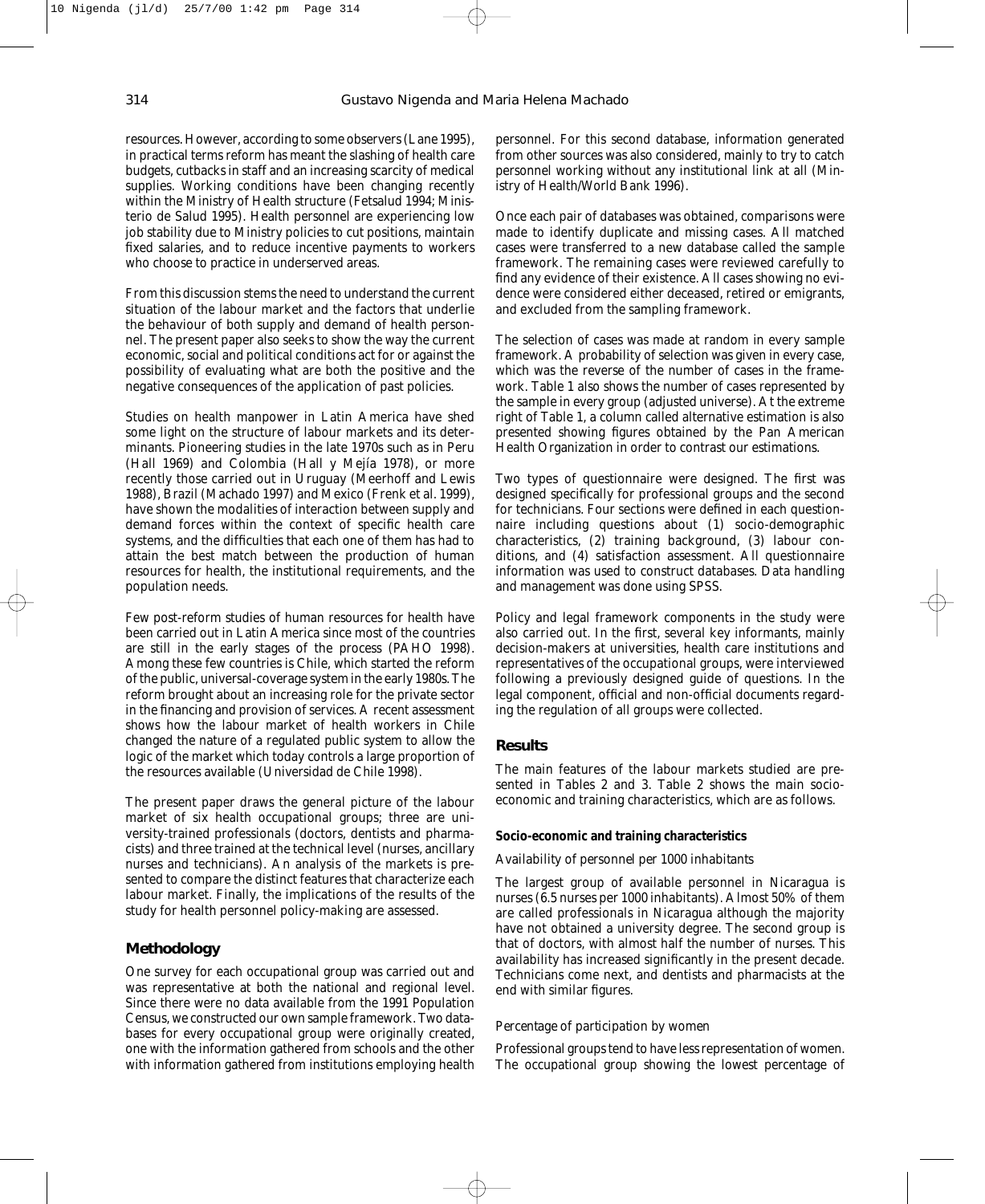resources. However, according to some observers (Lane 1995), in practical terms reform has meant the slashing of health care budgets, cutbacks in staff and an increasing scarcity of medical supplies. Working conditions have been changing recently within the Ministry of Health structure (Fetsalud 1994; Ministerio de Salud 1995). Health personnel are experiencing low job stability due to Ministry policies to cut positions, maintain fixed salaries, and to reduce incentive payments to workers who choose to practice in underserved areas.

From this discussion stems the need to understand the current situation of the labour market and the factors that underlie the behaviour of both supply and demand of health personnel. The present paper also seeks to show the way the current economic, social and political conditions act for or against the possibility of evaluating what are both the positive and the negative consequences of the application of past policies.

Studies on health manpower in Latin America have shed some light on the structure of labour markets and its determinants. Pioneering studies in the late 1970s such as in Peru (Hall 1969) and Colombia (Hall y Mejía 1978), or more recently those carried out in Uruguay (Meerhoff and Lewis 1988), Brazil (Machado 1997) and Mexico (Frenk et al. 1999), have shown the modalities of interaction between supply and demand forces within the context of specific health care systems, and the difficulties that each one of them has had to attain the best match between the production of human resources for health, the institutional requirements, and the population needs.

Few post-reform studies of human resources for health have been carried out in Latin America since most of the countries are still in the early stages of the process (PAHO 1998). Among these few countries is Chile, which started the reform of the public, universal-coverage system in the early 1980s. The reform brought about an increasing role for the private sector in the financing and provision of services. A recent assessment shows how the labour market of health workers in Chile changed the nature of a regulated public system to allow the logic of the market which today controls a large proportion of the resources available (Universidad de Chile 1998).

The present paper draws the general picture of the labour market of six health occupational groups; three are university-trained professionals (doctors, dentists and pharmacists) and three trained at the technical level (nurses, ancillary nurses and technicians). An analysis of the markets is presented to compare the distinct features that characterize each labour market. Finally, the implications of the results of the study for health personnel policy-making are assessed.

## Methodology

One survey for each occupational group was carried out and was representative at both the national and regional level. Since there were no data available from the 1991 Population Census, we constructed our own sample framework. Two databases for every occupational group were originally created, one with the information gathered from schools and the other with information gathered from institutions employing health personnel. For this second database, information generated from other sources was also considered, mainly to try to catch personnel working without any institutional link at all (Ministry of Health/World Bank 1996).

Once each pair of databases was obtained, comparisons were made to identify duplicate and missing cases. All matched cases were transferred to a new database called the sample framework. The remaining cases were reviewed carefully to find any evidence of their existence. All cases showing no evidence were considered either deceased, retired or emigrants, and excluded from the sampling framework.

The selection of cases was made at random in every sample framework. A probability of selection was given in every case, which was the reverse of the number of cases in the framework. Table 1 also shows the number of cases represented by the sample in every group (adjusted universe). At the extreme right of Table 1, a column called alternative estimation is also presented showing figures obtained by the Pan American Health Organization in order to contrast our estimations.

Two types of questionnaire were designed. The first was designed specifically for professional groups and the second for technicians. Four sections were defined in each questionnaire including questions about (1) socio-demographic characteristics, (2) training background, (3) labour conditions, and (4) satisfaction assessment. All questionnaire information was used to construct databases. Data handling and management was done using SPSS.

Policy and legal framework components in the study were also carried out. In the first, several key informants, mainly decision-makers at universities, health care institutions and representatives of the occupational groups, were interviewed following a previously designed guide of questions. In the legal component, official and non-official documents regarding the regulation of all groups were collected.

## Results

The main features of the labour markets studied are presented in Tables 2 and 3. Table 2 shows the main socio-economic and training characteristics, which are as follows.

### Socio-economic and training characteristics

*Availability of personnel per 1000 inhabitants*

The largest group of available personnel in Nicaragua is nurses (6.5 nurses per 1000 inhabitants). Almost 50% of them are called professionals in Nicaragua although the majority have not obtained a university degree. The second group is that of doctors, with almost half the number of nurses. This availability has increased significantly in the present decade. Technicians come next, and dentists and pharmacists at the end with similar figures.

*Percentage of participation by women*

Professional groups tend to have less representation of women. The occupational group showing the lowest percentage of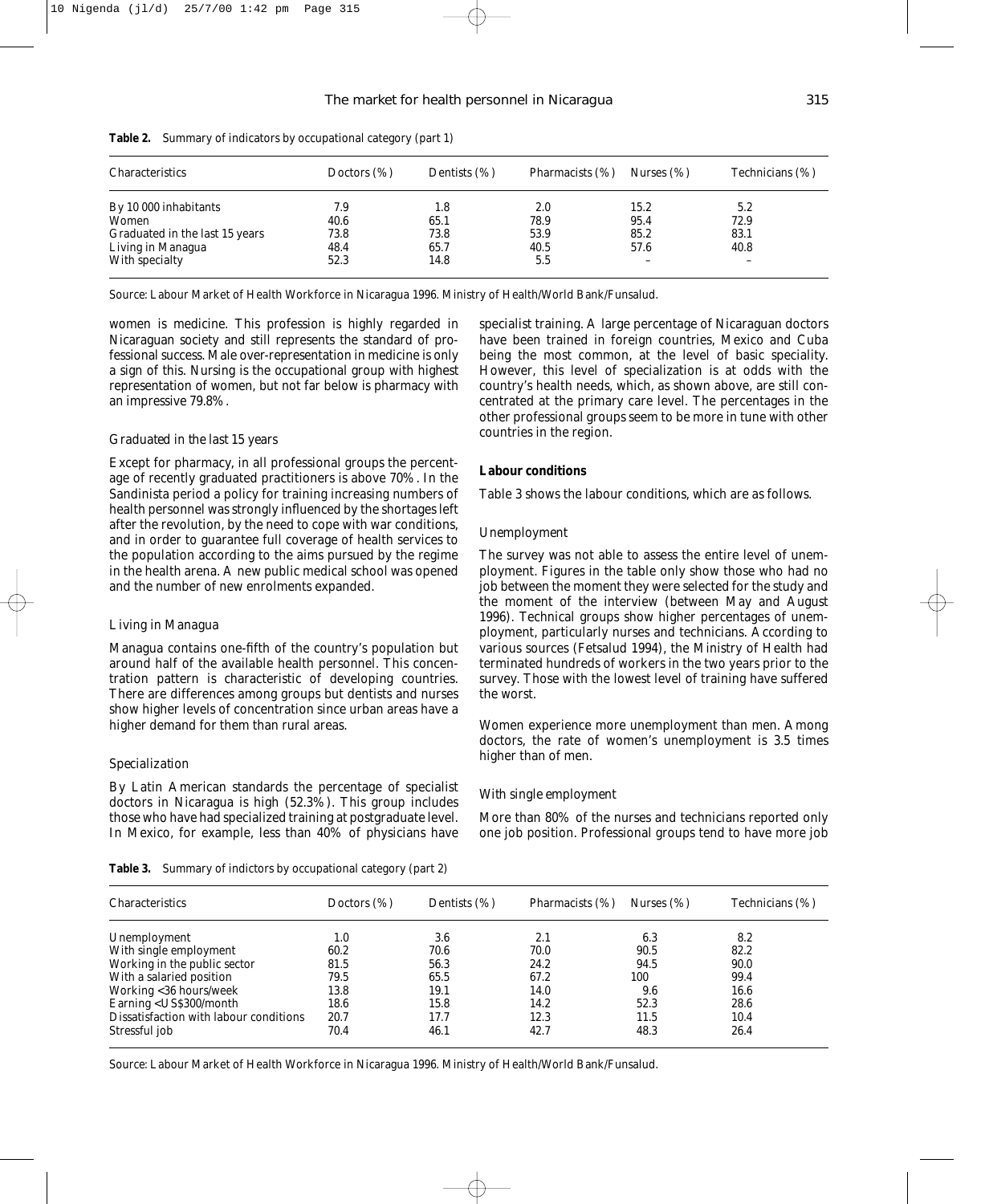**Table 2.** Summary of indicators by occupational category (part 1)

| Characteristics | Doctors (%) | Dentists (%) | Pharmacists (%) | Nurses (%) | Technicians (%) |
|---|---|---|---|---|---|
| By 10 000 inhabitants | 7.9 | 1.8 | 2.0 | 15.2 | 5.2 |
| Women | 40.6 | 65.1 | 78.9 | 95.4 | 72.9 |
| Graduated in the last 15 years | 73.8 | 73.8 | 53.9 | 85.2 | 83.1 |
| Living in Managua | 48.4 | 65.7 | 40.5 | 57.6 | 40.8 |
| With specialty | 52.3 | 14.8 | 5.5 | – | – |

Source: Labour Market of Health Workforce in Nicaragua 1996. Ministry of Health/World Bank/Funsalud.

women is medicine. This profession is highly regarded in Nicaraguan society and still represents the standard of professional success. Male over-representation in medicine is only a sign of this. Nursing is the occupational group with highest representation of women, but not far below is pharmacy with an impressive 79.8%.

### *Graduated in the last 15 years*

Except for pharmacy, in all professional groups the percentage of recently graduated practitioners is above 70%. In the Sandinista period a policy for training increasing numbers of health personnel was strongly influenced by the shortages left after the revolution, by the need to cope with war conditions, and in order to guarantee full coverage of health services to the population according to the aims pursued by the regime in the health arena. A new public medical school was opened and the number of new enrolments expanded.

### *Living in Managua*

Managua contains one-fifth of the country's population but around half of the available health personnel. This concentration pattern is characteristic of developing countries. There are differences among groups but dentists and nurses show higher levels of concentration since urban areas have a higher demand for them than rural areas.

### *Specialization*

By Latin American standards the percentage of specialist doctors in Nicaragua is high (52.3%). This group includes those who have had specialized training at postgraduate level. In Mexico, for example, less than 40% of physicians have specialist training. A large percentage of Nicaraguan doctors have been trained in foreign countries, Mexico and Cuba being the most common, at the level of basic speciality. However, this level of specialization is at odds with the country's health needs, which, as shown above, are still concentrated at the primary care level. The percentages in the other professional groups seem to be more in tune with other countries in the region.

## **Labour conditions**

Table 3 shows the labour conditions, which are as follows.

### *Unemployment*

The survey was not able to assess the entire level of unemployment. Figures in the table only show those who had no job between the moment they were selected for the study and the moment of the interview (between May and August 1996). Technical groups show higher percentages of unemployment, particularly nurses and technicians. According to various sources (Fetsalud 1994), the Ministry of Health had terminated hundreds of workers in the two years prior to the survey. Those with the lowest level of training have suffered the worst.

Women experience more unemployment than men. Among doctors, the rate of women's unemployment is 3.5 times higher than of men.

### *With single employment*

More than 80% of the nurses and technicians reported only one job position. Professional groups tend to have more job

**Table 3.** Summary of indictors by occupational category (part 2)

| Characteristics | Doctors (%) | Dentists (%) | Pharmacists (%) | Nurses (%) | Technicians (%) |
|---|---|---|---|---|---|
| Unemployment | 1.0 | 3.6 | 2.1 | 6.3 | 8.2 |
| With single employment | 60.2 | 70.6 | 70.0 | 90.5 | 82.2 |
| Working in the public sector | 81.5 | 56.3 | 24.2 | 94.5 | 90.0 |
| With a salaried position | 79.5 | 65.5 | 67.2 | 100 | 99.4 |
| Working <36 hours/week | 13.8 | 19.1 | 14.0 | 9.6 | 16.6 |
| Earning <US$300/month | 18.6 | 15.8 | 14.2 | 52.3 | 28.6 |
| Dissatisfaction with labour conditions | 20.7 | 17.7 | 12.3 | 11.5 | 10.4 |
| Stressful job | 70.4 | 46.1 | 42.7 | 48.3 | 26.4 |

Source: Labour Market of Health Workforce in Nicaragua 1996. Ministry of Health/World Bank/Funsalud.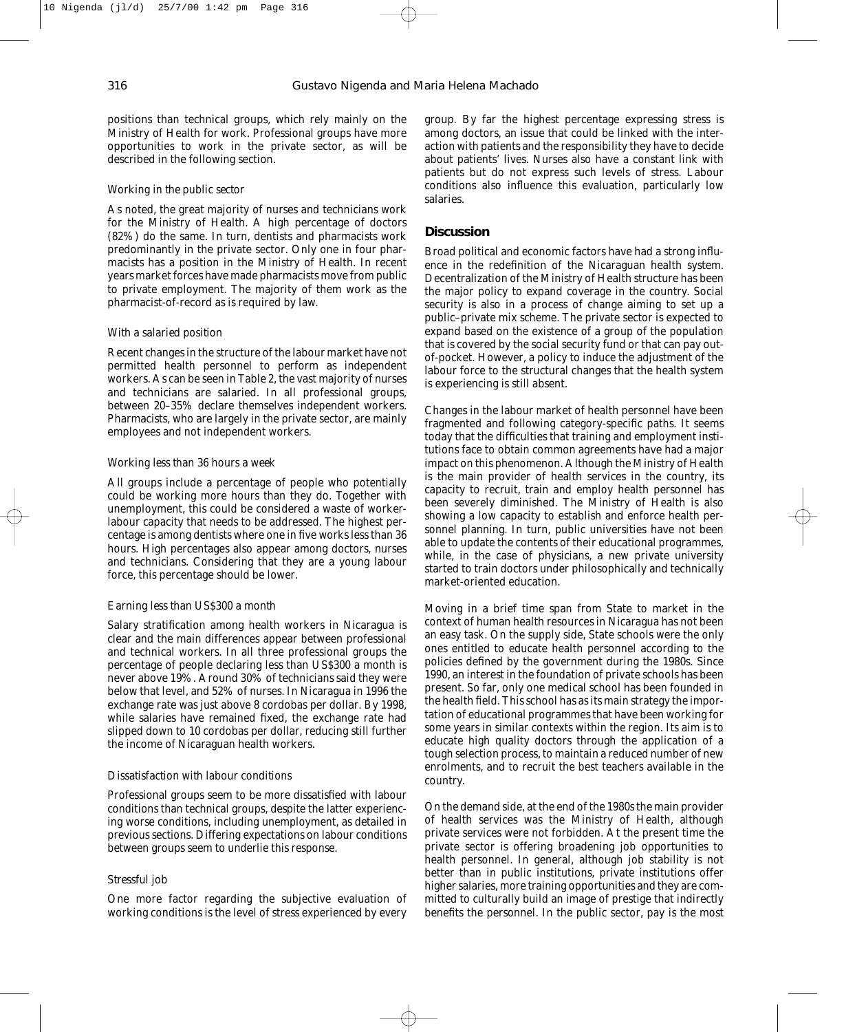positions than technical groups, which rely mainly on the Ministry of Health for work. Professional groups have more opportunities to work in the private sector, as will be described in the following section.

### *Working in the public sector*

As noted, the great majority of nurses and technicians work for the Ministry of Health. A high percentage of doctors (82%) do the same. In turn, dentists and pharmacists work predominantly in the private sector. Only one in four pharmacists has a position in the Ministry of Health. In recent years market forces have made pharmacists move from public to private employment. The majority of them work as the pharmacist-of-record as is required by law.

### *With a salaried position*

Recent changes in the structure of the labour market have not permitted health personnel to perform as independent workers. As can be seen in Table 2, the vast majority of nurses and technicians are salaried. In all professional groups, between 20–35% declare themselves independent workers. Pharmacists, who are largely in the private sector, are mainly employees and not independent workers.

### *Working less than 36 hours a week*

All groups include a percentage of people who potentially could be working more hours than they do. Together with unemployment, this could be considered a waste of worker-labour capacity that needs to be addressed. The highest percentage is among dentists where one in five works less than 36 hours. High percentages also appear among doctors, nurses and technicians. Considering that they are a young labour force, this percentage should be lower.

### *Earning less than US$300 a month*

Salary stratification among health workers in Nicaragua is clear and the main differences appear between professional and technical workers. In all three professional groups the percentage of people declaring less than US$300 a month is never above 19%. Around 30% of technicians said they were below that level, and 52% of nurses. In Nicaragua in 1996 the exchange rate was just above 8 cordobas per dollar. By 1998, while salaries have remained fixed, the exchange rate had slipped down to 10 cordobas per dollar, reducing still further the income of Nicaraguan health workers.

### *Dissatisfaction with labour conditions*

Professional groups seem to be more dissatisfied with labour conditions than technical groups, despite the latter experiencing worse conditions, including unemployment, as detailed in previous sections. Differing expectations on labour conditions between groups seem to underlie this response.

### *Stressful job*

One more factor regarding the subjective evaluation of working conditions is the level of stress experienced by every group. By far the highest percentage expressing stress is among doctors, an issue that could be linked with the interaction with patients and the responsibility they have to decide about patients' lives. Nurses also have a constant link with patients but do not express such levels of stress. Labour conditions also influence this evaluation, particularly low salaries.

## Discussion

Broad political and economic factors have had a strong influence in the redefinition of the Nicaraguan health system. Decentralization of the Ministry of Health structure has been the major policy to expand coverage in the country. Social security is also in a process of change aiming to set up a public–private mix scheme. The private sector is expected to expand based on the existence of a group of the population that is covered by the social security fund or that can pay out-of-pocket. However, a policy to induce the adjustment of the labour force to the structural changes that the health system is experiencing is still absent.

Changes in the labour market of health personnel have been fragmented and following category-specific paths. It seems today that the difficulties that training and employment institutions face to obtain common agreements have had a major impact on this phenomenon. Although the Ministry of Health is the main provider of health services in the country, its capacity to recruit, train and employ health personnel has been severely diminished. The Ministry of Health is also showing a low capacity to establish and enforce health personnel planning. In turn, public universities have not been able to update the contents of their educational programmes, while, in the case of physicians, a new private university started to train doctors under philosophically and technically market-oriented education.

Moving in a brief time span from State to market in the context of human health resources in Nicaragua has not been an easy task. On the supply side, State schools were the only ones entitled to educate health personnel according to the policies defined by the government during the 1980s. Since 1990, an interest in the foundation of private schools has been present. So far, only one medical school has been founded in the health field. This school has as its main strategy the importation of educational programmes that have been working for some years in similar contexts within the region. Its aim is to educate high quality doctors through the application of a tough selection process, to maintain a reduced number of new enrolments, and to recruit the best teachers available in the country.

On the demand side, at the end of the 1980s the main provider of health services was the Ministry of Health, although private services were not forbidden. At the present time the private sector is offering broadening job opportunities to health personnel. In general, although job stability is not better than in public institutions, private institutions offer higher salaries, more training opportunities and they are committed to culturally build an image of prestige that indirectly benefits the personnel. In the public sector, pay is the most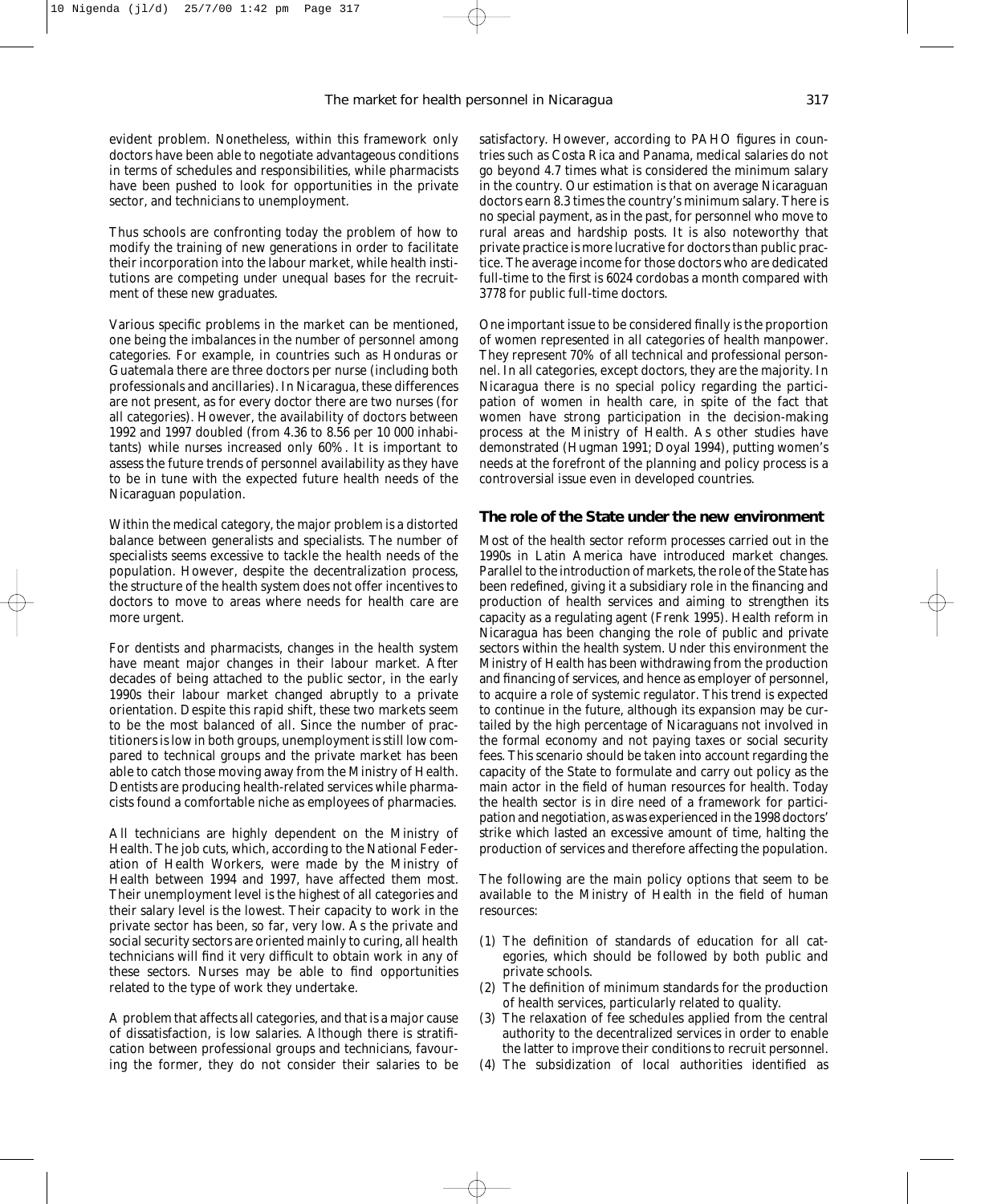evident problem. Nonetheless, within this framework only doctors have been able to negotiate advantageous conditions in terms of schedules and responsibilities, while pharmacists have been pushed to look for opportunities in the private sector, and technicians to unemployment.

Thus schools are confronting today the problem of how to modify the training of new generations in order to facilitate their incorporation into the labour market, while health institutions are competing under unequal bases for the recruitment of these new graduates.

Various specific problems in the market can be mentioned, one being the imbalances in the number of personnel among categories. For example, in countries such as Honduras or Guatemala there are three doctors per nurse (including both professionals and ancillaries). In Nicaragua, these differences are not present, as for every doctor there are two nurses (for all categories). However, the availability of doctors between 1992 and 1997 doubled (from 4.36 to 8.56 per 10 000 inhabitants) while nurses increased only 60%. It is important to assess the future trends of personnel availability as they have to be in tune with the expected future health needs of the Nicaraguan population.

Within the medical category, the major problem is a distorted balance between generalists and specialists. The number of specialists seems excessive to tackle the health needs of the population. However, despite the decentralization process, the structure of the health system does not offer incentives to doctors to move to areas where needs for health care are more urgent.

For dentists and pharmacists, changes in the health system have meant major changes in their labour market. After decades of being attached to the public sector, in the early 1990s their labour market changed abruptly to a private orientation. Despite this rapid shift, these two markets seem to be the most balanced of all. Since the number of practitioners is low in both groups, unemployment is still low compared to technical groups and the private market has been able to catch those moving away from the Ministry of Health. Dentists are producing health-related services while pharmacists found a comfortable niche as employees of pharmacies.

All technicians are highly dependent on the Ministry of Health. The job cuts, which, according to the National Federation of Health Workers, were made by the Ministry of Health between 1994 and 1997, have affected them most. Their unemployment level is the highest of all categories and their salary level is the lowest. Their capacity to work in the private sector has been, so far, very low. As the private and social security sectors are oriented mainly to curing, all health technicians will find it very difficult to obtain work in any of these sectors. Nurses may be able to find opportunities related to the type of work they undertake.

A problem that affects all categories, and that is a major cause of dissatisfaction, is low salaries. Although there is stratification between professional groups and technicians, favouring the former, they do not consider their salaries to be satisfactory. However, according to PAHO figures in countries such as Costa Rica and Panama, medical salaries do not go beyond 4.7 times what is considered the minimum salary in the country. Our estimation is that on average Nicaraguan doctors earn 8.3 times the country's minimum salary. There is no special payment, as in the past, for personnel who move to rural areas and hardship posts. It is also noteworthy that private practice is more lucrative for doctors than public practice. The average income for those doctors who are dedicated full-time to the first is 6024 cordobas a month compared with 3778 for public full-time doctors.

One important issue to be considered finally is the proportion of women represented in all categories of health manpower. They represent 70% of all technical and professional personnel. In all categories, except doctors, they are the majority. In Nicaragua there is no special policy regarding the participation of women in health care, in spite of the fact that women have strong participation in the decision-making process at the Ministry of Health. As other studies have demonstrated (Hugman 1991; Doyal 1994), putting women's needs at the forefront of the planning and policy process is a controversial issue even in developed countries.

## The role of the State under the new environment

Most of the health sector reform processes carried out in the 1990s in Latin America have introduced market changes. Parallel to the introduction of markets, the role of the State has been redefined, giving it a subsidiary role in the financing and production of health services and aiming to strengthen its capacity as a regulating agent (Frenk 1995). Health reform in Nicaragua has been changing the role of public and private sectors within the health system. Under this environment the Ministry of Health has been withdrawing from the production and financing of services, and hence as employer of personnel, to acquire a role of systemic regulator. This trend is expected to continue in the future, although its expansion may be curtailed by the high percentage of Nicaraguans not involved in the formal economy and not paying taxes or social security fees. This scenario should be taken into account regarding the capacity of the State to formulate and carry out policy as the main actor in the field of human resources for health. Today the health sector is in dire need of a framework for participation and negotiation, as was experienced in the 1998 doctors' strike which lasted an excessive amount of time, halting the production of services and therefore affecting the population.

The following are the main policy options that seem to be available to the Ministry of Health in the field of human resources:

(1) The definition of standards of education for all categories, which should be followed by both public and private schools.
(2) The definition of minimum standards for the production of health services, particularly related to quality.
(3) The relaxation of fee schedules applied from the central authority to the decentralized services in order to enable the latter to improve their conditions to recruit personnel.
(4) The subsidization of local authorities identified as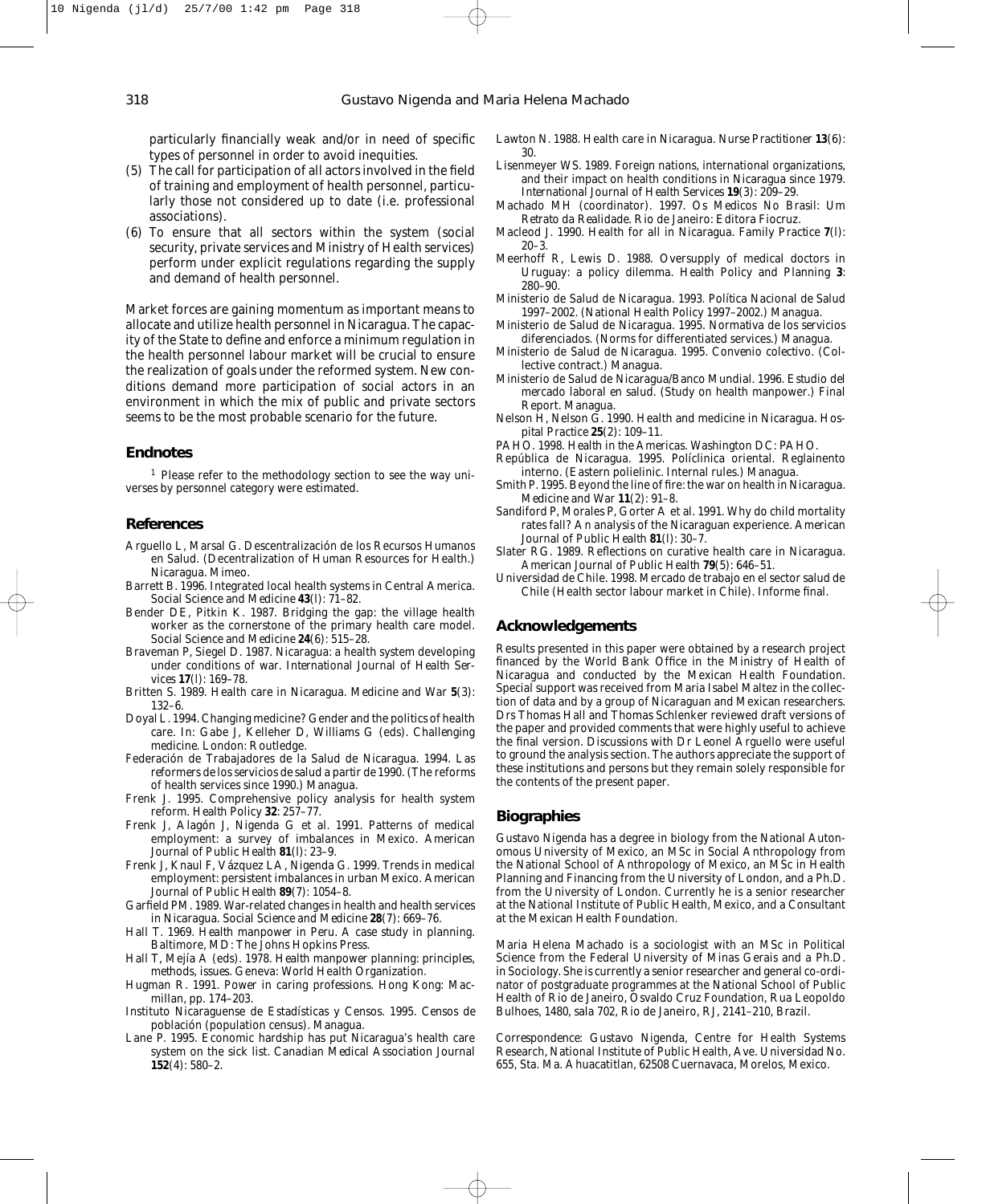particularly financially weak and/or in need of specific types of personnel in order to avoid inequities.

(5) The call for participation of all actors involved in the field of training and employment of health personnel, particularly those not considered up to date (i.e. professional associations).

(6) To ensure that all sectors within the system (social security, private services and Ministry of Health services) perform under explicit regulations regarding the supply and demand of health personnel.

Market forces are gaining momentum as important means to allocate and utilize health personnel in Nicaragua. The capacity of the State to define and enforce a minimum regulation in the health personnel labour market will be crucial to ensure the realization of goals under the reformed system. New conditions demand more participation of social actors in an environment in which the mix of public and private sectors seems to be the most probable scenario for the future.

## Endnotes

[1] Please refer to the methodology section to see the way universes by personnel category were estimated.

## References

Arguello L, Marsal G. Descentralización de los Recursos Humanos en Salud. (Decentralization of Human Resources for Health.) Nicaragua. Mimeo.

Barrett B. 1996. Integrated local health systems in Central America. *Social Science and Medicine* **43**(l): 71–82.

Bender DE, Pitkin K. 1987. Bridging the gap: the village health worker as the cornerstone of the primary health care model. *Social Science and Medicine* **24**(6): 515–28.

Braveman P, Siegel D. 1987. Nicaragua: a health system developing under conditions of war. *International Journal of Health Services* **17**(l): 169–78.

Britten S. 1989. Health care in Nicaragua. *Medicine and War* **5**(3): 132–6.

Doyal L. 1994. Changing medicine? Gender and the politics of health care. In: Gabe J, Kelleher D, Williams G (eds). *Challenging medicine*. London: Routledge.

Federación de Trabajadores de la Salud de Nicaragua. 1994. *Las reformers de los servicios de salud a partir de 1990.* (The reforms of health services since 1990.) Managua.

Frenk J. 1995. Comprehensive policy analysis for health system reform. *Health Policy* **32**: 257–77.

Frenk J, Alagón J, Nigenda G et al. 1991. Patterns of medical employment: a survey of imbalances in Mexico. *American Journal of Public Health* **81**(l): 23–9.

Frenk J, Knaul F, Vázquez LA, Nigenda G. 1999. Trends in medical employment: persistent imbalances in urban Mexico. *American Journal of Public Health* **89**(7): 1054–8.

Garfield PM. 1989. War-related changes in health and health services in Nicaragua. *Social Science and Medicine* **28**(7): 669–76.

Hall T. 1969. *Health manpower in Peru. A case study in planning*. Baltimore, MD: The Johns Hopkins Press.

Hall T, Mejía A (eds). 1978. *Health manpower planning: principles, methods, issues*. Geneva: World Health Organization.

Hugman R. 1991. *Power in caring professions*. Hong Kong: Macmillan, pp. 174–203.

Instituto Nicaraguense de Estadísticas y Censos. 1995. *Censos de población* (population census). Managua.

Lane P. 1995. Economic hardship has put Nicaragua's health care system on the sick list. *Canadian Medical Association Journal* **152**(4): 580–2.

Lawton N. 1988. Health care in Nicaragua. *Nurse Practitioner* **13**(6): 30.

Lisenmeyer WS. 1989. Foreign nations, international organizations, and their impact on health conditions in Nicaragua since 1979. *International Journal of Health Services* **19**(3): 209–29.

Machado MH (coordinator). 1997. *Os Medicos No Brasil: Um Retrato da Realidade*. Rio de Janeiro: Editora Fiocruz.

Macleod J. 1990. Health for all in Nicaragua. *Family Practice* **7**(l): 20–3.

Meerhoff R, Lewis D. 1988. Oversupply of medical doctors in Uruguay: a policy dilemma. *Health Policy and Planning* **3**: 280–90.

Ministerio de Salud de Nicaragua. 1993. *Política Nacional de Salud 1997–2002.* (National Health Policy 1997–2002.) Managua.

Ministerio de Salud de Nicaragua. 1995. *Normativa de los servicios diferenciados.* (Norms for differentiated services.) Managua.

Ministerio de Salud de Nicaragua. 1995. *Convenio colectivo.* (Collective contract.) Managua.

Ministerio de Salud de Nicaragua/Banco Mundial. 1996. *Estudio del mercado laboral en salud.* (Study on health manpower.) Final Report. Managua.

Nelson H, Nelson G. 1990. Health and medicine in Nicaragua. *Hospital Practice* **25**(2): 109–11.

PAHO. 1998. *Health in the Americas*. Washington DC: PAHO.

República de Nicaragua. 1995. *Policlínica oriental. Reglainento interno.* (Eastern polielinic. Internal rules.) Managua.

Smith P. 1995. Beyond the line of fire: the war on health in Nicaragua. *Medicine and War* **11**(2): 91–8.

Sandiford P, Morales P, Gorter A et al. 1991. Why do child mortality rates fall? An analysis of the Nicaraguan experience. *American Journal of Public Health* **81**(l): 30–7.

Slater RG. 1989. Reflections on curative health care in Nicaragua. *American Journal of Public Health* **79**(5): 646–51.

Universidad de Chile. 1998. *Mercado de trabajo en el sector salud de Chile* (Health sector labour market in Chile). Informe final.

## Acknowledgements

Results presented in this paper were obtained by a research project financed by the World Bank Office in the Ministry of Health of Nicaragua and conducted by the Mexican Health Foundation. Special support was received from Maria Isabel Maltez in the collection of data and by a group of Nicaraguan and Mexican researchers. Drs Thomas Hall and Thomas Schlenker reviewed draft versions of the paper and provided comments that were highly useful to achieve the final version. Discussions with Dr Leonel Arguello were useful to ground the analysis section. The authors appreciate the support of these institutions and persons but they remain solely responsible for the contents of the present paper.

## Biographies

Gustavo Nigenda has a degree in biology from the National Autonomous University of Mexico, an MSc in Social Anthropology from the National School of Anthropology of Mexico, an MSc in Health Planning and Financing from the University of London, and a Ph.D. from the University of London. Currently he is a senior researcher at the National Institute of Public Health, Mexico, and a Consultant at the Mexican Health Foundation.

Maria Helena Machado is a sociologist with an MSc in Political Science from the Federal University of Minas Gerais and a Ph.D. in Sociology. She is currently a senior researcher and general co-ordinator of postgraduate programmes at the National School of Public Health of Rio de Janeiro, Osvaldo Cruz Foundation, Rua Leopoldo Bulhoes, 1480, sala 702, Rio de Janeiro, RJ, 2141–210, Brazil.

Correspondence: Gustavo Nigenda, Centre for Health Systems Research, National Institute of Public Health, Ave. Universidad No. 655, Sta. Ma. Ahuacatitlan, 62508 Cuernavaca, Morelos, Mexico.